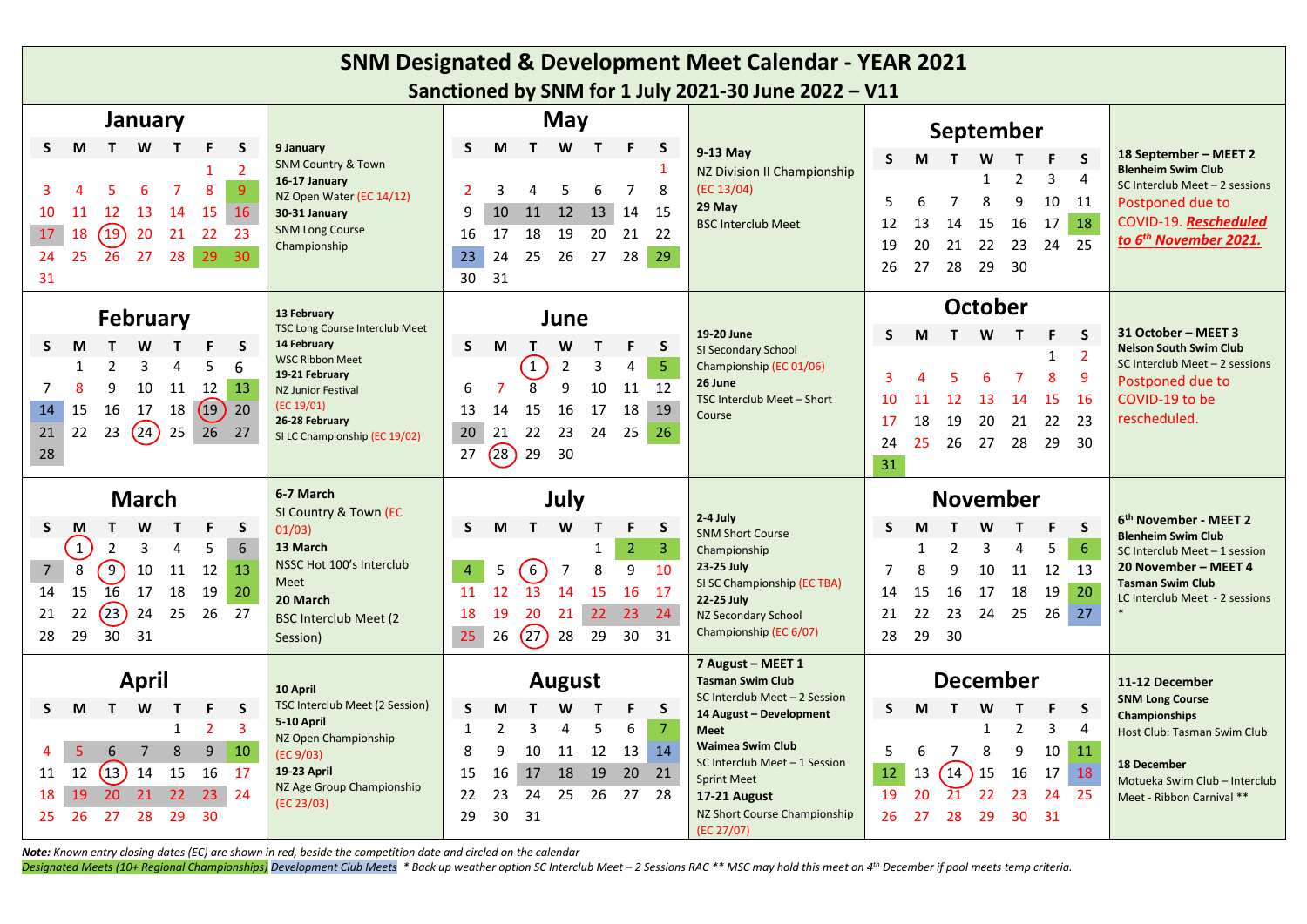# SNM Designated & Development Meet Calendar - YEAR 2021

## Sanctioned by SNM for 1 July 2021-30 June 2022 – V11

### January

| S | M | T | W | T | F | S |
|---|---|---|---|---|---|---|
| | | | | | 1 | 2 |
| 3 | 4 | 5 | 6 | 7 | 8 | 9 |
| 10 | 11 | 12 | 13 | 14 | 15 | 16 |
| 17 | 18 | 19 | 20 | 21 | 22 | 23 |
| 24 | 25 | 26 | 27 | 28 | 29 | 30 |
| 31 | | | | | | |

**9 January**
SNM Country & Town
**16-17 January**
NZ Open Water (EC 14/12)
**30-31 January**
SNM Long Course Championship

### February

| S | M | T | W | T | F | S |
|---|---|---|---|---|---|---|
| | 1 | 2 | 3 | 4 | 5 | 6 |
| 7 | 8 | 9 | 10 | 11 | 12 | 13 |
| 14 | 15 | 16 | 17 | 18 | 19 | 20 |
| 21 | 22 | 23 | 24 | 25 | 26 | 27 |
| 28 | | | | | | |

**13 February**
TSC Long Course Interclub Meet
**14 February**
WSC Ribbon Meet
**19-21 February**
NZ Junior Festival
(EC 19/01)
**26-28 February**
SI LC Championship (EC 19/02)

### March

| S | M | T | W | T | F | S |
|---|---|---|---|---|---|---|
| | 1 | 2 | 3 | 4 | 5 | 6 |
| 7 | 8 | 9 | 10 | 11 | 12 | 13 |
| 14 | 15 | 16 | 17 | 18 | 19 | 20 |
| 21 | 22 | 23 | 24 | 25 | 26 | 27 |
| 28 | 29 | 30 | 31 | | | |

**6-7 March**
SI Country & Town (EC 01/03)
**13 March**
NSSC Hot 100's Interclub Meet
**20 March**
BSC Interclub Meet (2 Session)

### April

| S | M | T | W | T | F | S |
|---|---|---|---|---|---|---|
| | | | | 1 | 2 | 3 |
| 4 | 5 | 6 | 7 | 8 | 9 | 10 |
| 11 | 12 | 13 | 14 | 15 | 16 | 17 |
| 18 | 19 | 20 | 21 | 22 | 23 | 24 |
| 25 | 26 | 27 | 28 | 29 | 30 | |

**10 April**
TSC Interclub Meet (2 Session)
**5-10 April**
NZ Open Championship
(EC 9/03)
**19-23 April**
NZ Age Group Championship
(EC 23/03)

### May

| S | M | T | W | T | F | S |
|---|---|---|---|---|---|---|
| | | | | | | 1 |
| 2 | 3 | 4 | 5 | 6 | 7 | 8 |
| 9 | 10 | 11 | 12 | 13 | 14 | 15 |
| 16 | 17 | 18 | 19 | 20 | 21 | 22 |
| 23 | 24 | 25 | 26 | 27 | 28 | 29 |
| 30 | 31 | | | | | |

**9-13 May**
NZ Division II Championship
(EC 13/04)
**29 May**
BSC Interclub Meet

### June

| S | M | T | W | T | F | S |
|---|---|---|---|---|---|---|
| | | 1 | 2 | 3 | 4 | 5 |
| 6 | 7 | 8 | 9 | 10 | 11 | 12 |
| 13 | 14 | 15 | 16 | 17 | 18 | 19 |
| 20 | 21 | 22 | 23 | 24 | 25 | 26 |
| 27 | 28 | 29 | 30 | | | |

**19-20 June**
SI Secondary School Championship (EC 01/06)
**26 June**
TSC Interclub Meet – Short Course

### July

| S | M | T | W | T | F | S |
|---|---|---|---|---|---|---|
| | | | | 1 | 2 | 3 |
| 4 | 5 | 6 | 7 | 8 | 9 | 10 |
| 11 | 12 | 13 | 14 | 15 | 16 | 17 |
| 18 | 19 | 20 | 21 | 22 | 23 | 24 |
| 25 | 26 | 27 | 28 | 29 | 30 | 31 |

**2-4 July**
SNM Short Course Championship
**23-25 July**
SI SC Championship (EC TBA)
**22-25 July**
NZ Secondary School Championship (EC 6/07)

### August

| S | M | T | W | T | F | S |
|---|---|---|---|---|---|---|
| 1 | 2 | 3 | 4 | 5 | 6 | 7 |
| 8 | 9 | 10 | 11 | 12 | 13 | 14 |
| 15 | 16 | 17 | 18 | 19 | 20 | 21 |
| 22 | 23 | 24 | 25 | 26 | 27 | 28 |
| 29 | 30 | 31 | | | | |

**7 August – MEET 1**
**Tasman Swim Club**
SC Interclub Meet – 2 Session
**14 August – Development Meet**
**Waimea Swim Club**
SC Interclub Meet – 1 Session Sprint Meet
**17-21 August**
NZ Short Course Championship
(EC 27/07)

### September

| S | M | T | W | T | F | S |
|---|---|---|---|---|---|---|
| | | | 1 | 2 | 3 | 4 |
| 5 | 6 | 7 | 8 | 9 | 10 | 11 |
| 12 | 13 | 14 | 15 | 16 | 17 | 18 |
| 19 | 20 | 21 | 22 | 23 | 24 | 25 |
| 26 | 27 | 28 | 29 | 30 | | |

**18 September – MEET 2**
**Blenheim Swim Club**
SC Interclub Meet – 2 sessions
Postponed due to COVID-19. ***Rescheduled to 6th November 2021.***

### October

| S | M | T | W | T | F | S |
|---|---|---|---|---|---|---|
| | | | | | 1 | 2 |
| 3 | 4 | 5 | 6 | 7 | 8 | 9 |
| 10 | 11 | 12 | 13 | 14 | 15 | 16 |
| 17 | 18 | 19 | 20 | 21 | 22 | 23 |
| 24 | 25 | 26 | 27 | 28 | 29 | 30 |
| 31 | | | | | | |

**31 October – MEET 3**
**Nelson South Swim Club**
SC Interclub Meet – 2 sessions
Postponed due to COVID-19 to be rescheduled.

### November

| S | M | T | W | T | F | S |
|---|---|---|---|---|---|---|
| | 1 | 2 | 3 | 4 | 5 | 6 |
| 7 | 8 | 9 | 10 | 11 | 12 | 13 |
| 14 | 15 | 16 | 17 | 18 | 19 | 20 |
| 21 | 22 | 23 | 24 | 25 | 26 | 27 |
| 28 | 29 | 30 | | | | |

**6th November - MEET 2**
**Blenheim Swim Club**
SC Interclub Meet – 1 session
**20 November – MEET 4**
**Tasman Swim Club**
LC Interclub Meet - 2 sessions
*

### December

| S | M | T | W | T | F | S |
|---|---|---|---|---|---|---|
| | | | 1 | 2 | 3 | 4 |
| 5 | 6 | 7 | 8 | 9 | 10 | 11 |
| 12 | 13 | 14 | 15 | 16 | 17 | 18 |
| 19 | 20 | 21 | 22 | 23 | 24 | 25 |
| 26 | 27 | 28 | 29 | 30 | 31 | |

**11-12 December**
**SNM Long Course Championships**
Host Club: Tasman Swim Club

**18 December**
Motueka Swim Club – Interclub Meet - Ribbon Carnival **

***Note:*** *Known entry closing dates (EC) are shown in red, beside the competition date and circled on the calendar*

*Designated Meets (10+ Regional Championships)* *Development Club Meets* *\* Back up weather option SC Interclub Meet – 2 Sessions RAC \*\* MSC may hold this meet on 4th December if pool meets temp criteria.*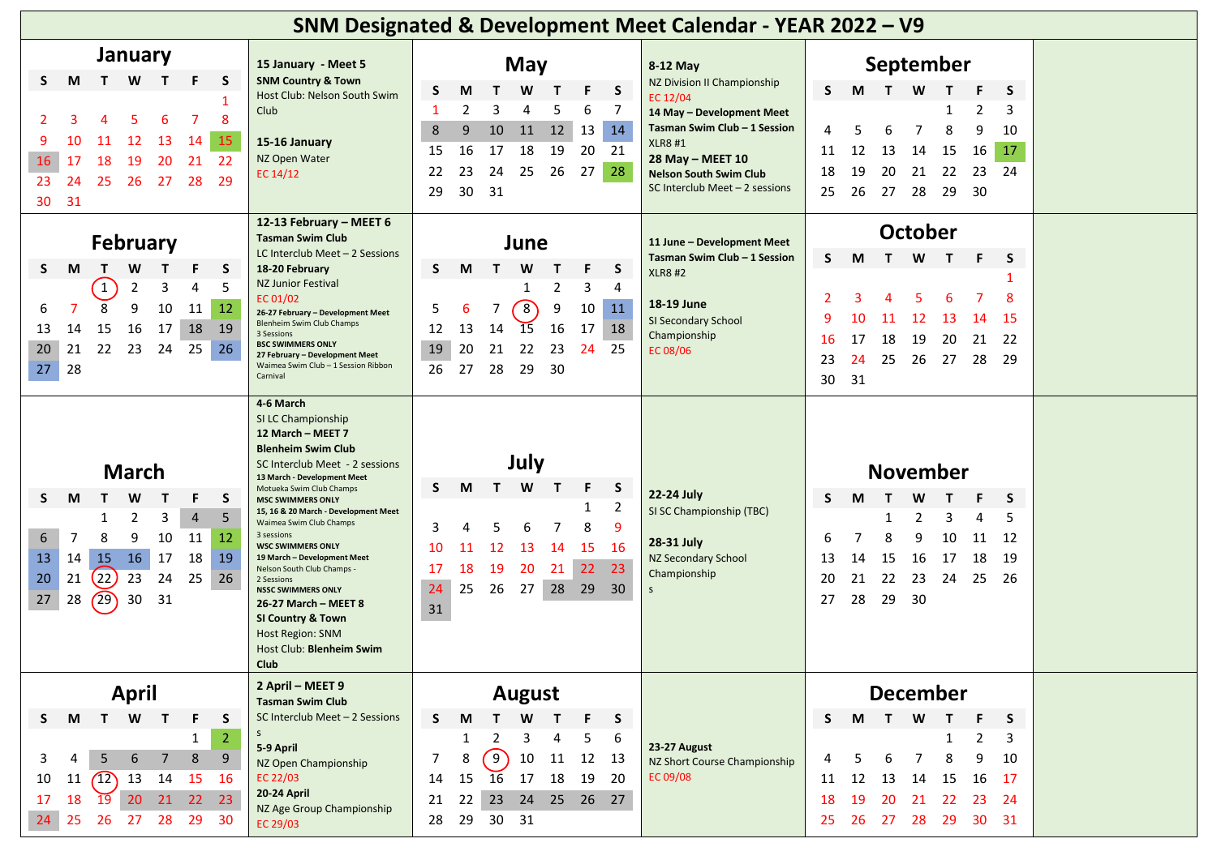# SNM Designated & Development Meet Calendar - YEAR 2022 – V9

## January

| S | M | T | W | T | F | S |
|---|---|---|---|---|---|---|
| | | | | | | 1 |
| 2 | 3 | 4 | 5 | 6 | 7 | 8 |
| 9 | 10 | 11 | 12 | 13 | 14 | 15 |
| 16 | 17 | 18 | 19 | 20 | 21 | 22 |
| 23 | 24 | 25 | 26 | 27 | 28 | 29 |
| 30 | 31 | | | | | |

**15 January - Meet 5**
**SNM Country & Town**
Host Club: Nelson South Swim Club

**15-16 January**
NZ Open Water
EC 14/12

## February

| S | M | T | W | T | F | S |
|---|---|---|---|---|---|---|
| | | 1 | 2 | 3 | 4 | 5 |
| 6 | 7 | 8 | 9 | 10 | 11 | 12 |
| 13 | 14 | 15 | 16 | 17 | 18 | 19 |
| 20 | 21 | 22 | 23 | 24 | 25 | 26 |
| 27 | 28 | | | | | |

**12-13 February – MEET 6**
**Tasman Swim Club**
LC Interclub Meet – 2 Sessions
**18-20 February**
NZ Junior Festival
EC 01/02
**26-27 February – Development Meet**
Blenheim Swim Club Champs
3 Sessions
**BSC SWIMMERS ONLY**
**27 February – Development Meet**
Waimea Swim Club – 1 Session Ribbon Carnival

## March

| S | M | T | W | T | F | S |
|---|---|---|---|---|---|---|
| | | 1 | 2 | 3 | 4 | 5 |
| 6 | 7 | 8 | 9 | 10 | 11 | 12 |
| 13 | 14 | 15 | 16 | 17 | 18 | 19 |
| 20 | 21 | 22 | 23 | 24 | 25 | 26 |
| 27 | 28 | 29 | 30 | 31 | | |

**4-6 March**
SI LC Championship
**12 March – MEET 7**
**Blenheim Swim Club**
SC Interclub Meet - 2 sessions
**13 March - Development Meet**
Motueka Swim Club Champs
**MSC SWIMMERS ONLY**
**15, 16 & 20 March - Development Meet**
Waimea Swim Club Champs
3 sessions
**WSC SWIMMERS ONLY**
**19 March – Development Meet**
Nelson South Club Champs -
2 Sessions
**NSSC SWIMMERS ONLY**
**26-27 March – MEET 8**
**SI Country & Town**
Host Region: SNM
Host Club: **Blenheim Swim Club**

## April

| S | M | T | W | T | F | S |
|---|---|---|---|---|---|---|
| | | | | | 1 | 2 |
| 3 | 4 | 5 | 6 | 7 | 8 | 9 |
| 10 | 11 | 12 | 13 | 14 | 15 | 16 |
| 17 | 18 | 19 | 20 | 21 | 22 | 23 |
| 24 | 25 | 26 | 27 | 28 | 29 | 30 |

**2 April – MEET 9**
**Tasman Swim Club**
SC Interclub Meet – 2 Sessions
s
**5-9 April**
NZ Open Championship
EC 22/03
**20-24 April**
NZ Age Group Championship
EC 29/03

## May

| S | M | T | W | T | F | S |
|---|---|---|---|---|---|---|
| 1 | 2 | 3 | 4 | 5 | 6 | 7 |
| 8 | 9 | 10 | 11 | 12 | 13 | 14 |
| 15 | 16 | 17 | 18 | 19 | 20 | 21 |
| 22 | 23 | 24 | 25 | 26 | 27 | 28 |
| 29 | 30 | 31 | | | | |

**8-12 May**
NZ Division II Championship
EC 12/04
**14 May – Development Meet**
**Tasman Swim Club – 1 Session**
XLR8 #1
**28 May – MEET 10**
**Nelson South Swim Club**
SC Interclub Meet – 2 sessions

## June

| S | M | T | W | T | F | S |
|---|---|---|---|---|---|---|
| | | | 1 | 2 | 3 | 4 |
| 5 | 6 | 7 | 8 | 9 | 10 | 11 |
| 12 | 13 | 14 | 15 | 16 | 17 | 18 |
| 19 | 20 | 21 | 22 | 23 | 24 | 25 |
| 26 | 27 | 28 | 29 | 30 | | |

**11 June – Development Meet**
**Tasman Swim Club – 1 Session**
XLR8 #2

**18-19 June**
SI Secondary School Championship
EC 08/06

## July

| S | M | T | W | T | F | S |
|---|---|---|---|---|---|---|
| | | | | | 1 | 2 |
| 3 | 4 | 5 | 6 | 7 | 8 | 9 |
| 10 | 11 | 12 | 13 | 14 | 15 | 16 |
| 17 | 18 | 19 | 20 | 21 | 22 | 23 |
| 24 | 25 | 26 | 27 | 28 | 29 | 30 |
| 31 | | | | | | |

**22-24 July**
SI SC Championship (TBC)

**28-31 July**
NZ Secondary School Championship
s

## August

| S | M | T | W | T | F | S |
|---|---|---|---|---|---|---|
| | 1 | 2 | 3 | 4 | 5 | 6 |
| 7 | 8 | 9 | 10 | 11 | 12 | 13 |
| 14 | 15 | 16 | 17 | 18 | 19 | 20 |
| 21 | 22 | 23 | 24 | 25 | 26 | 27 |
| 28 | 29 | 30 | 31 | | | |

**23-27 August**
NZ Short Course Championship
EC 09/08

## September

| S | M | T | W | T | F | S |
|---|---|---|---|---|---|---|
| | | | | 1 | 2 | 3 |
| 4 | 5 | 6 | 7 | 8 | 9 | 10 |
| 11 | 12 | 13 | 14 | 15 | 16 | 17 |
| 18 | 19 | 20 | 21 | 22 | 23 | 24 |
| 25 | 26 | 27 | 28 | 29 | 30 | |

## October

| S | M | T | W | T | F | S |
|---|---|---|---|---|---|---|
| | | | | | | 1 |
| 2 | 3 | 4 | 5 | 6 | 7 | 8 |
| 9 | 10 | 11 | 12 | 13 | 14 | 15 |
| 16 | 17 | 18 | 19 | 20 | 21 | 22 |
| 23 | 24 | 25 | 26 | 27 | 28 | 29 |
| 30 | 31 | | | | | |

## November

| S | M | T | W | T | F | S |
|---|---|---|---|---|---|---|
| | | 1 | 2 | 3 | 4 | 5 |
| 6 | 7 | 8 | 9 | 10 | 11 | 12 |
| 13 | 14 | 15 | 16 | 17 | 18 | 19 |
| 20 | 21 | 22 | 23 | 24 | 25 | 26 |
| 27 | 28 | 29 | 30 | | | |

## December

| S | M | T | W | T | F | S |
|---|---|---|---|---|---|---|
| | | | | 1 | 2 | 3 |
| 4 | 5 | 6 | 7 | 8 | 9 | 10 |
| 11 | 12 | 13 | 14 | 15 | 16 | 17 |
| 18 | 19 | 20 | 21 | 22 | 23 | 24 |
| 25 | 26 | 27 | 28 | 29 | 30 | 31 |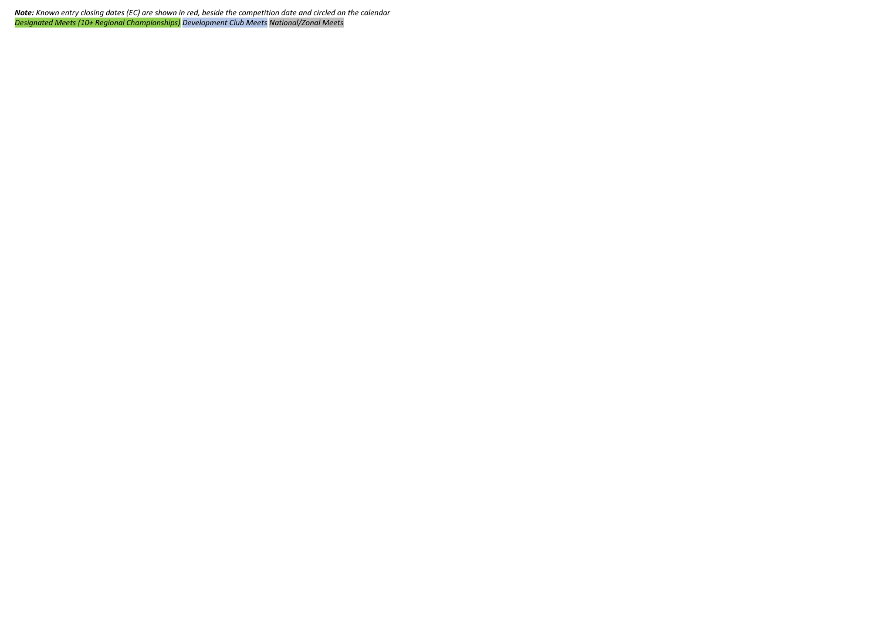***Note:** Known entry closing dates (EC) are shown in red, beside the competition date and circled on the calendar*

*Designated Meets (10+ Regional Championships)* *Development Club Meets* *National/Zonal Meets*